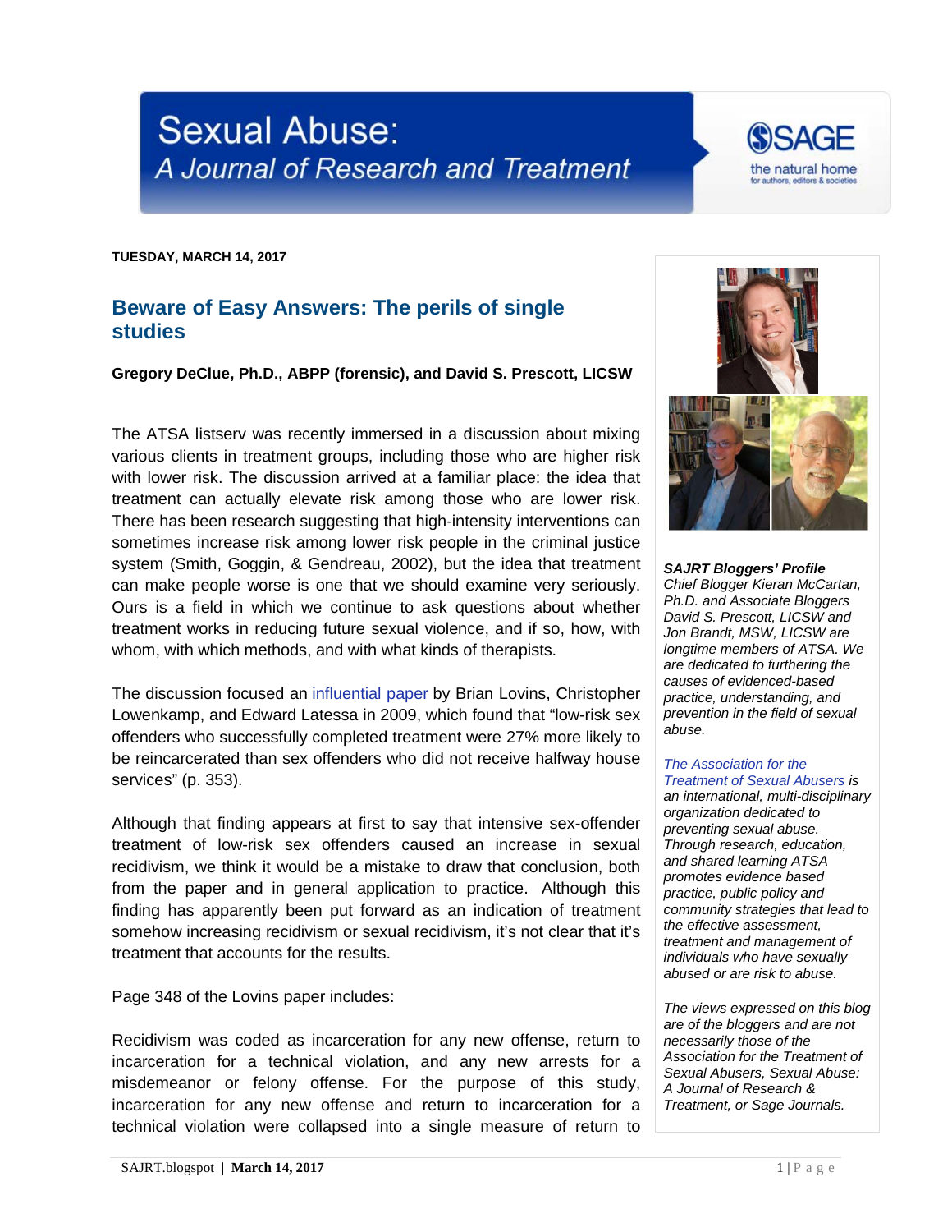# Sexual Abuse: A Journal of Research and Treatment

**TUESDAY, MARCH 14, 2017**

## Beware of Easy Answers: The perils of single studies

**Gregory DeClue, Ph.D., ABPP (forensic), and David S. Prescott, LICSW**

The ATSA listserv was recently immersed in a discussion about mixing various clients in treatment groups, including those who are higher risk with lower risk. The discussion arrived at a familiar place: the idea that treatment can actually elevate risk among those who are lower risk. There has been research suggesting that high-intensity interventions can sometimes increase risk among lower risk people in the criminal justice system (Smith, Goggin, & Gendreau, 2002), but the idea that treatment can make people worse is one that we should examine very seriously. Ours is a field in which we continue to ask questions about whether treatment works in reducing future sexual violence, and if so, how, with whom, with which methods, and with what kinds of therapists.

The discussion focused an influential paper by Brian Lovins, Christopher Lowenkamp, and Edward Latessa in 2009, which found that "low-risk sex offenders who successfully completed treatment were 27% more likely to be reincarcerated than sex offenders who did not receive halfway house services" (p. 353).

Although that finding appears at first to say that intensive sex-offender treatment of low-risk sex offenders caused an increase in sexual recidivism, we think it would be a mistake to draw that conclusion, both from the paper and in general application to practice. Although this finding has apparently been put forward as an indication of treatment somehow increasing recidivism or sexual recidivism, it's not clear that it's treatment that accounts for the results.

Page 348 of the Lovins paper includes:

Recidivism was coded as incarceration for any new offense, return to incarceration for a technical violation, and any new arrests for a misdemeanor or felony offense. For the purpose of this study, incarceration for any new offense and return to incarceration for a technical violation were collapsed into a single measure of return to

***SAJRT Bloggers' Profile***
*Chief Blogger Kieran McCartan, Ph.D. and Associate Bloggers David S. Prescott, LICSW and Jon Brandt, MSW, LICSW are longtime members of ATSA. We are dedicated to furthering the causes of evidenced-based practice, understanding, and prevention in the field of sexual abuse.*

*The Association for the Treatment of Sexual Abusers is an international, multi-disciplinary organization dedicated to preventing sexual abuse. Through research, education, and shared learning ATSA promotes evidence based practice, public policy and community strategies that lead to the effective assessment, treatment and management of individuals who have sexually abused or are risk to abuse.*

*The views expressed on this blog are of the bloggers and are not necessarily those of the Association for the Treatment of Sexual Abusers, Sexual Abuse: A Journal of Research & Treatment, or Sage Journals.*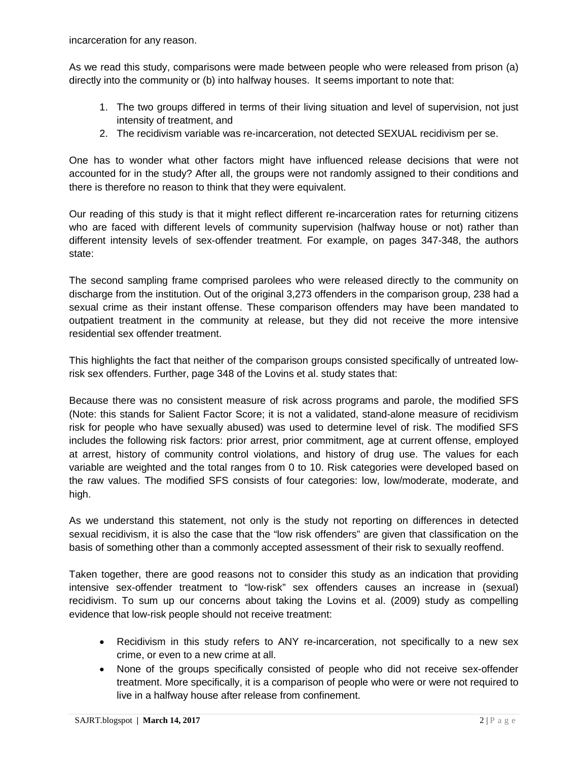incarceration for any reason.

As we read this study, comparisons were made between people who were released from prison (a) directly into the community or (b) into halfway houses. It seems important to note that:

1. The two groups differed in terms of their living situation and level of supervision, not just intensity of treatment, and
2. The recidivism variable was re-incarceration, not detected SEXUAL recidivism per se.

One has to wonder what other factors might have influenced release decisions that were not accounted for in the study? After all, the groups were not randomly assigned to their conditions and there is therefore no reason to think that they were equivalent.

Our reading of this study is that it might reflect different re-incarceration rates for returning citizens who are faced with different levels of community supervision (halfway house or not) rather than different intensity levels of sex-offender treatment. For example, on pages 347-348, the authors state:

The second sampling frame comprised parolees who were released directly to the community on discharge from the institution. Out of the original 3,273 offenders in the comparison group, 238 had a sexual crime as their instant offense. These comparison offenders may have been mandated to outpatient treatment in the community at release, but they did not receive the more intensive residential sex offender treatment.

This highlights the fact that neither of the comparison groups consisted specifically of untreated low-risk sex offenders. Further, page 348 of the Lovins et al. study states that:

Because there was no consistent measure of risk across programs and parole, the modified SFS (Note: this stands for Salient Factor Score; it is not a validated, stand-alone measure of recidivism risk for people who have sexually abused) was used to determine level of risk. The modified SFS includes the following risk factors: prior arrest, prior commitment, age at current offense, employed at arrest, history of community control violations, and history of drug use. The values for each variable are weighted and the total ranges from 0 to 10. Risk categories were developed based on the raw values. The modified SFS consists of four categories: low, low/moderate, moderate, and high.

As we understand this statement, not only is the study not reporting on differences in detected sexual recidivism, it is also the case that the "low risk offenders" are given that classification on the basis of something other than a commonly accepted assessment of their risk to sexually reoffend.

Taken together, there are good reasons not to consider this study as an indication that providing intensive sex-offender treatment to "low-risk" sex offenders causes an increase in (sexual) recidivism. To sum up our concerns about taking the Lovins et al. (2009) study as compelling evidence that low-risk people should not receive treatment:

- Recidivism in this study refers to ANY re-incarceration, not specifically to a new sex crime, or even to a new crime at all.
- None of the groups specifically consisted of people who did not receive sex-offender treatment. More specifically, it is a comparison of people who were or were not required to live in a halfway house after release from confinement.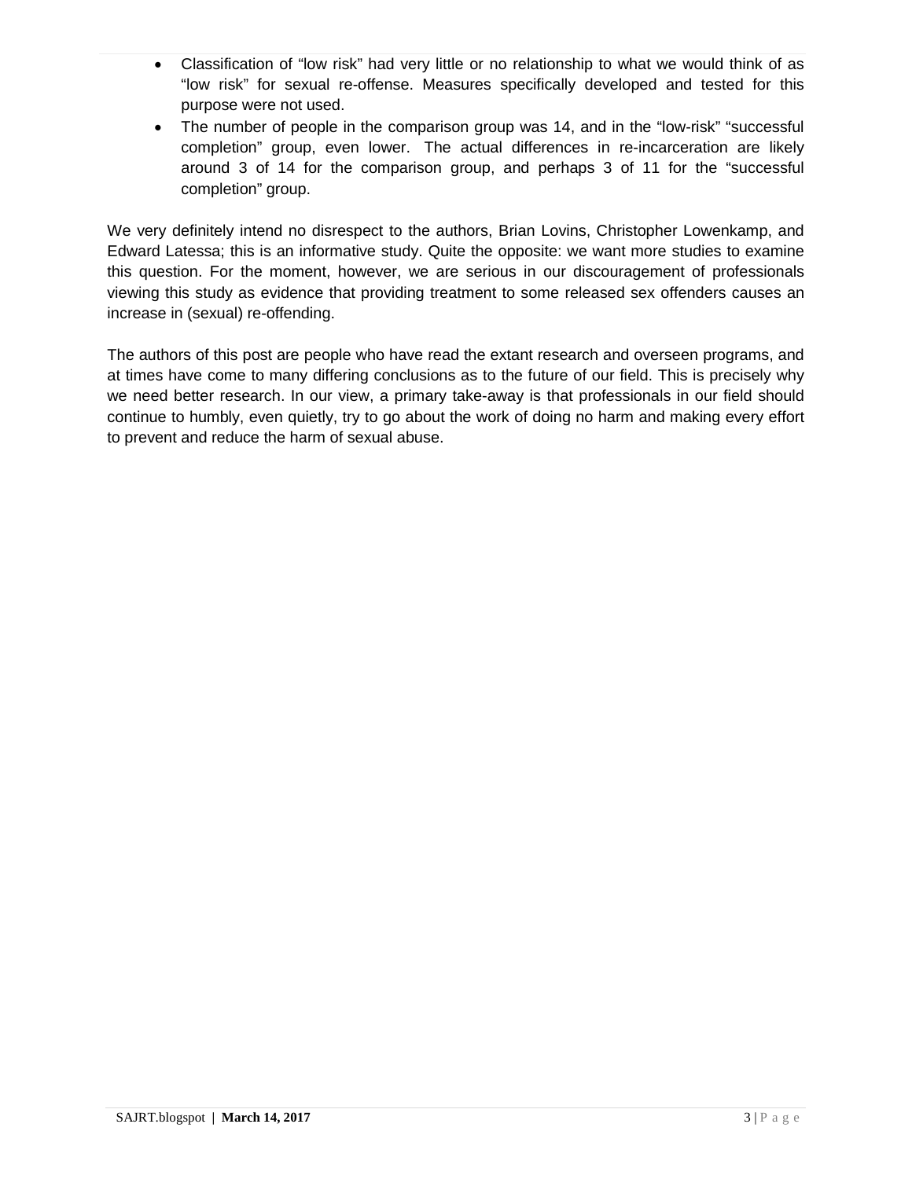- Classification of “low risk” had very little or no relationship to what we would think of as “low risk” for sexual re-offense. Measures specifically developed and tested for this purpose were not used.
- The number of people in the comparison group was 14, and in the “low-risk” “successful completion” group, even lower. The actual differences in re-incarceration are likely around 3 of 14 for the comparison group, and perhaps 3 of 11 for the “successful completion” group.

We very definitely intend no disrespect to the authors, Brian Lovins, Christopher Lowenkamp, and Edward Latessa; this is an informative study. Quite the opposite: we want more studies to examine this question. For the moment, however, we are serious in our discouragement of professionals viewing this study as evidence that providing treatment to some released sex offenders causes an increase in (sexual) re-offending.

The authors of this post are people who have read the extant research and overseen programs, and at times have come to many differing conclusions as to the future of our field. This is precisely why we need better research. In our view, a primary take-away is that professionals in our field should continue to humbly, even quietly, try to go about the work of doing no harm and making every effort to prevent and reduce the harm of sexual abuse.